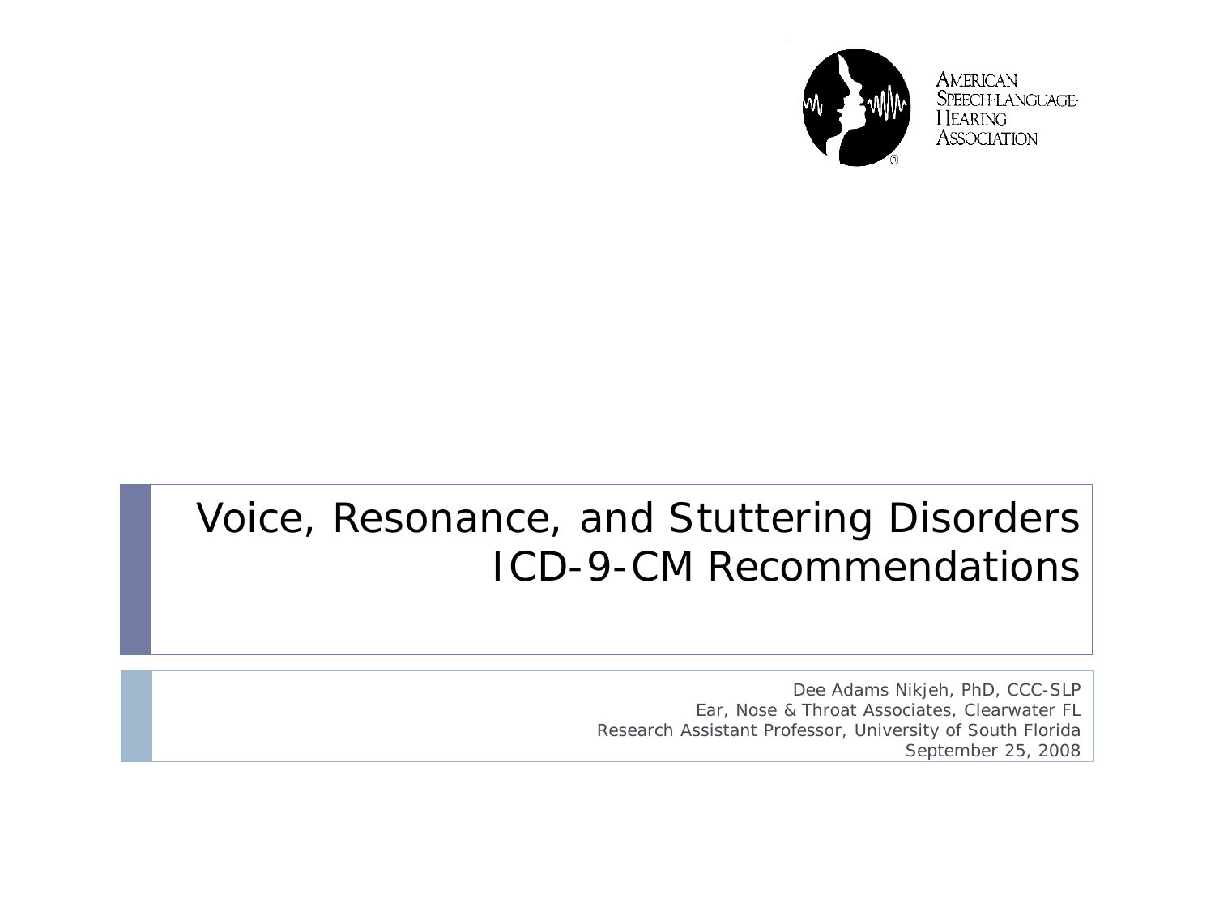American Speech-Language-Hearing Association

# Voice, Resonance, and Stuttering Disorders ICD-9-CM Recommendations

Dee Adams Nikjeh, PhD, CCC-SLP
Ear, Nose & Throat Associates, Clearwater FL
Research Assistant Professor, University of South Florida
September 25, 2008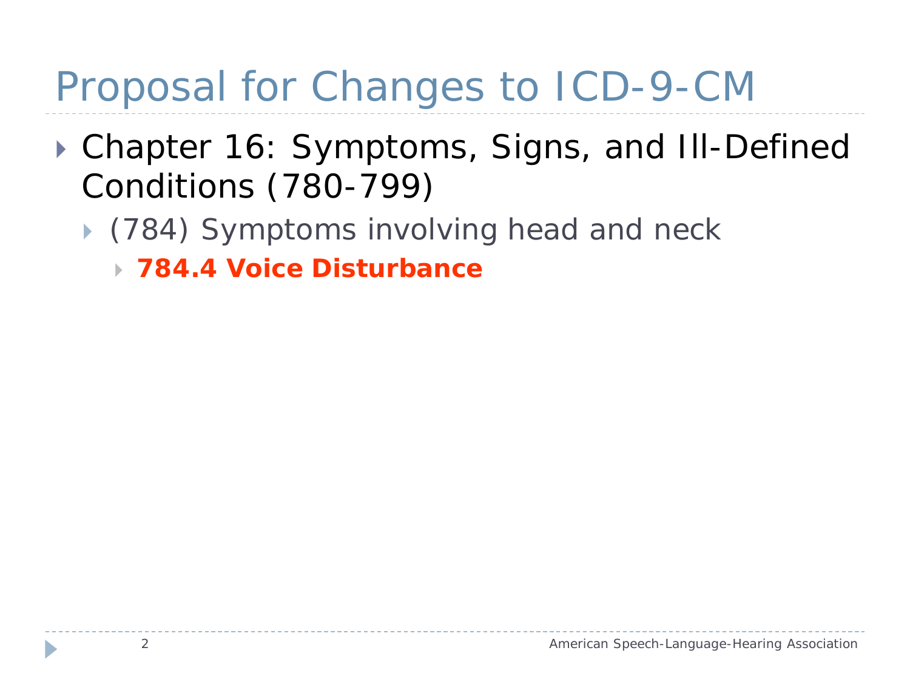# Proposal for Changes to ICD-9-CM

- Chapter 16: Symptoms, Signs, and Ill-Defined Conditions (780-799)
  - (784) Symptoms involving head and neck
    - **784.4 Voice Disturbance**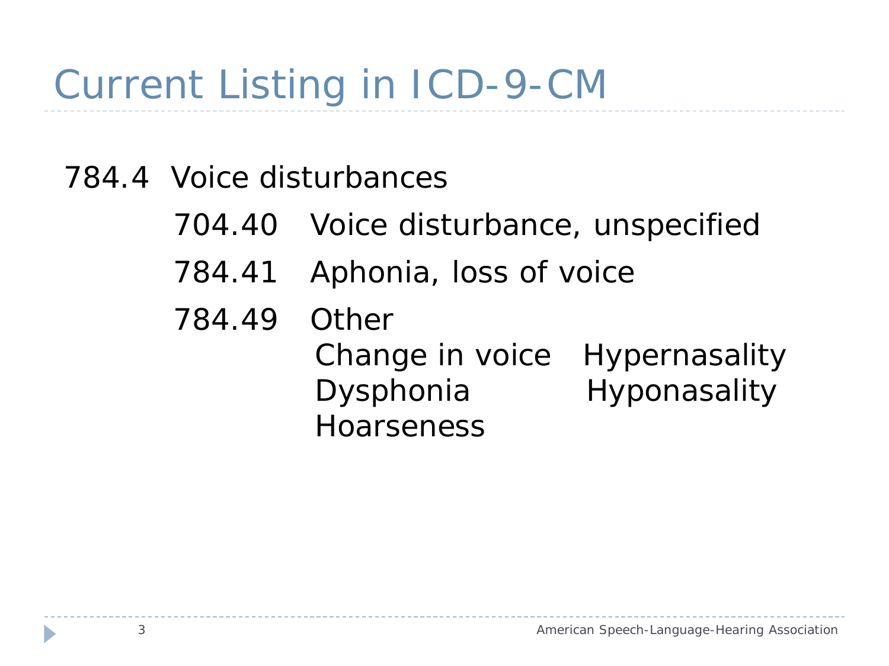# Current Listing in ICD-9-CM

784.4 Voice disturbances

- 704.40 Voice disturbance, unspecified
- 784.41 Aphonia, loss of voice
- 784.49 Other
  - Change in voice
  - Dysphonia
  - Hoarseness
  - Hypernasality
  - Hyponasality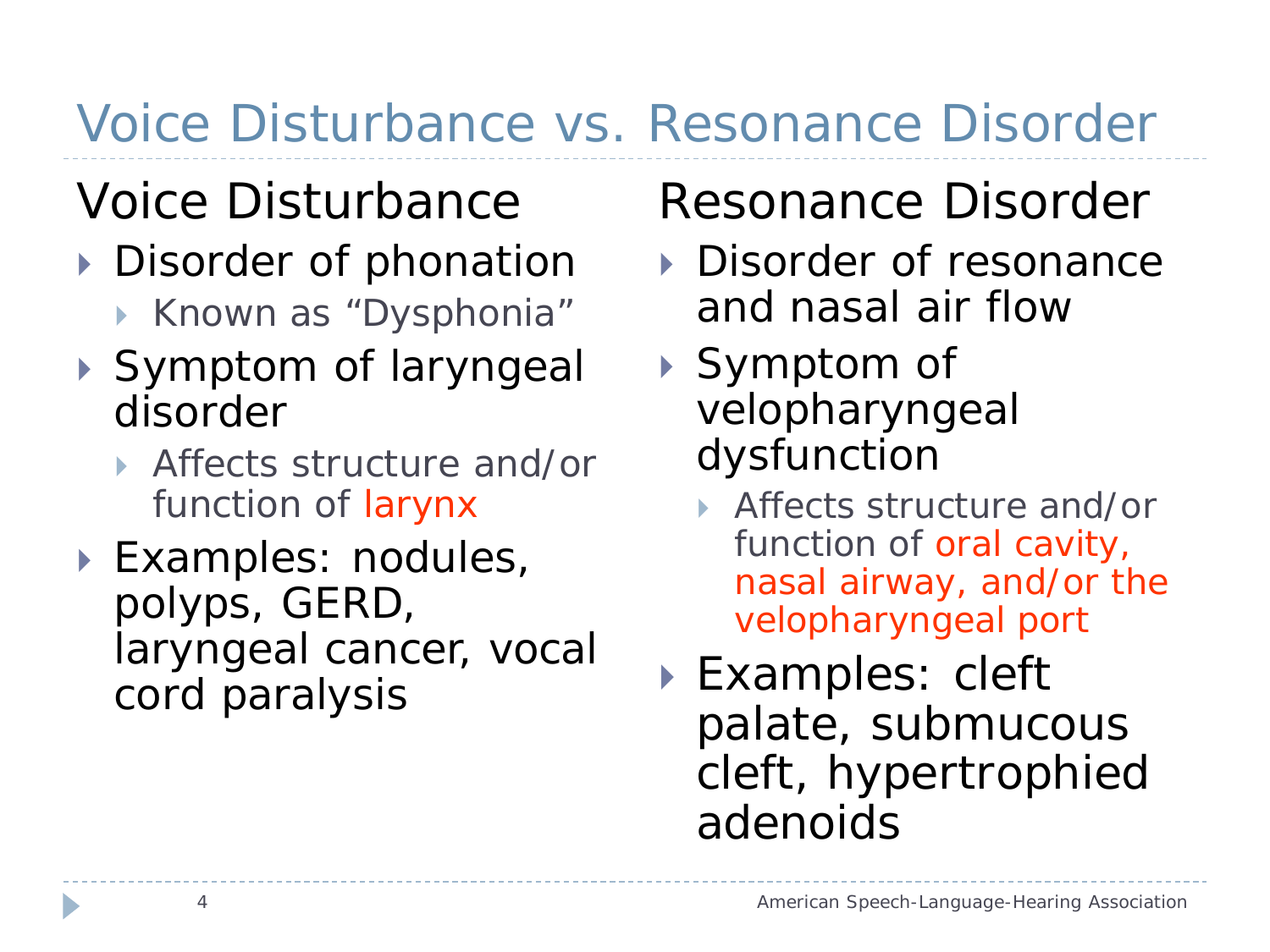# Voice Disturbance vs. Resonance Disorder

## Voice Disturbance

- Disorder of phonation
  - Known as "Dysphonia"
- Symptom of laryngeal disorder
  - Affects structure and/or function of larynx
- Examples: nodules, polyps, GERD, laryngeal cancer, vocal cord paralysis

## Resonance Disorder

- Disorder of resonance and nasal air flow
- Symptom of velopharyngeal dysfunction
  - Affects structure and/or function of oral cavity, nasal airway, and/or the velopharyngeal port
- Examples: cleft palate, submucous cleft, hypertrophied adenoids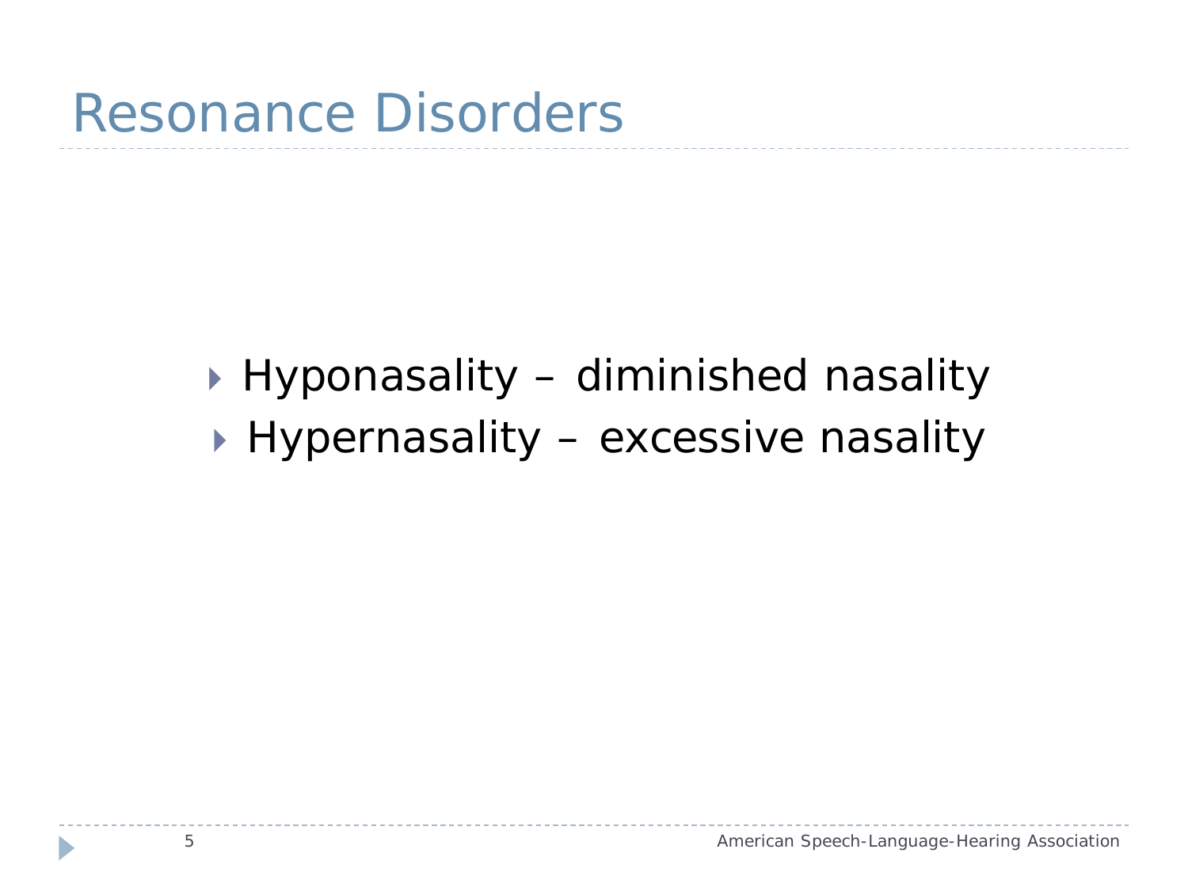# Resonance Disorders

- Hyponasality – diminished nasality
- Hypernasality – excessive nasality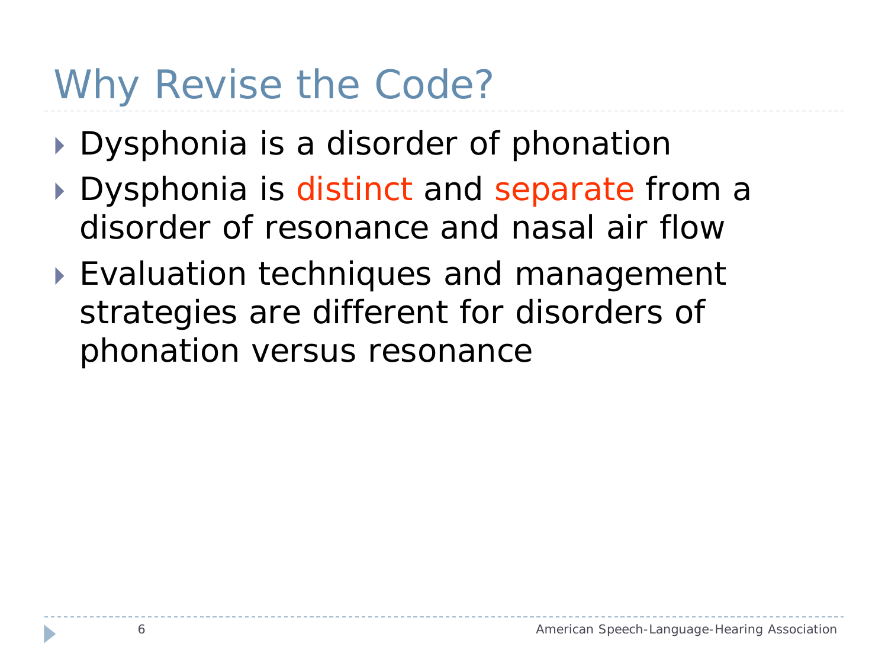# Why Revise the Code?

- Dysphonia is a disorder of phonation
- Dysphonia is distinct and separate from a disorder of resonance and nasal air flow
- Evaluation techniques and management strategies are different for disorders of phonation versus resonance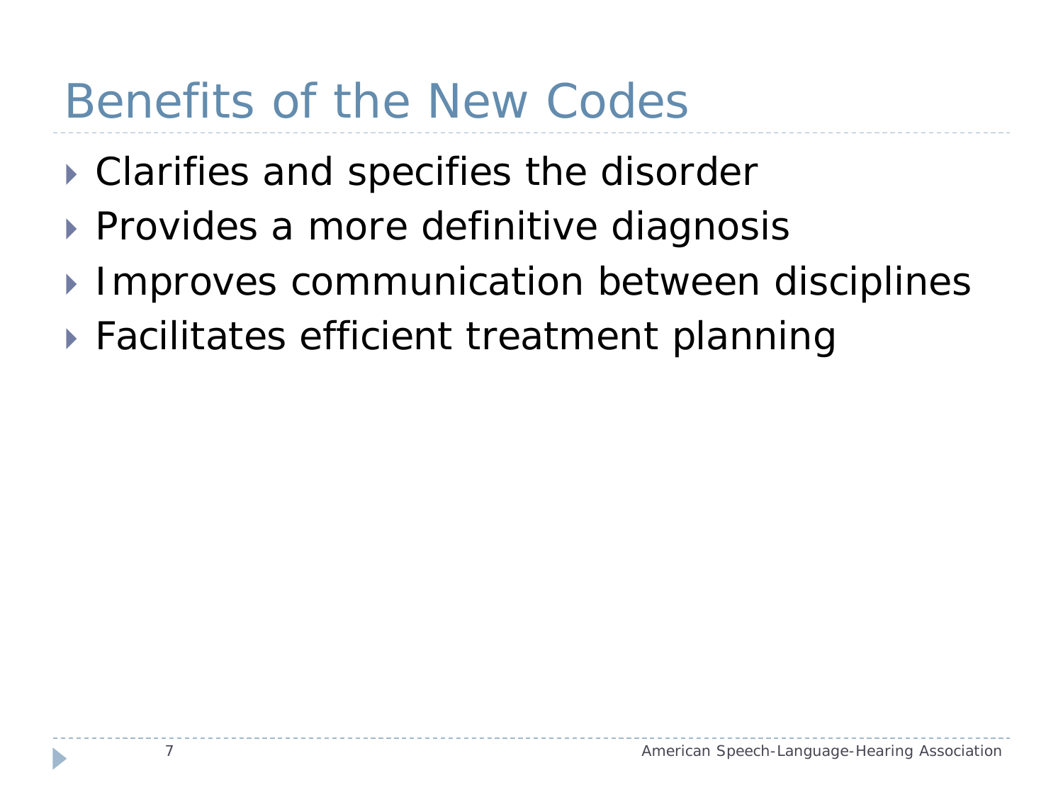# Benefits of the New Codes

- Clarifies and specifies the disorder
- Provides a more definitive diagnosis
- Improves communication between disciplines
- Facilitates efficient treatment planning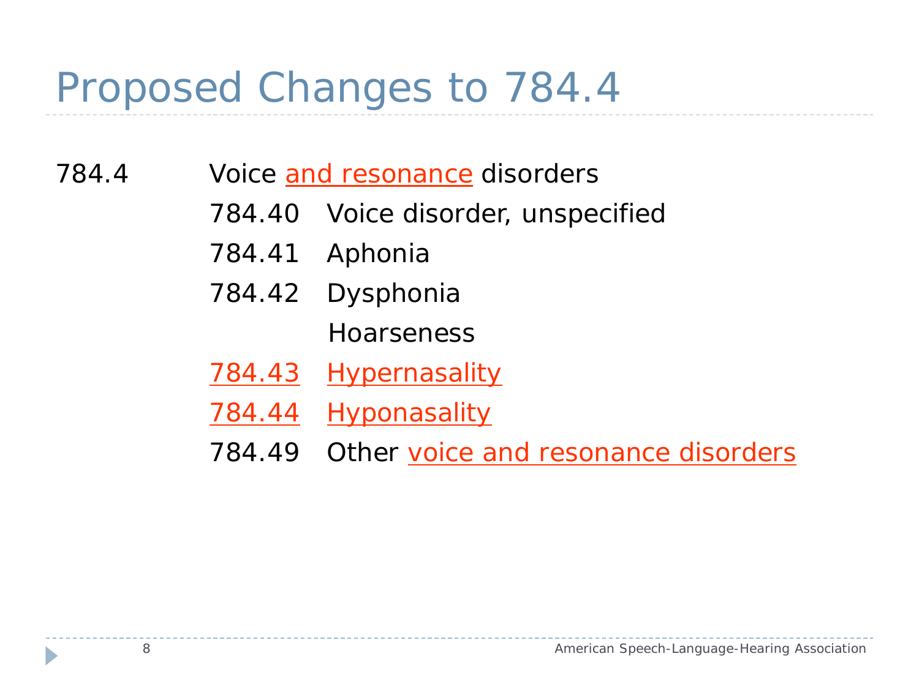# Proposed Changes to 784.4

784.4 Voice and resonance disorders

- 784.40 Voice disorder, unspecified
- 784.41 Aphonia
- 784.42 Dysphonia
  - Hoarseness
- 784.43 Hypernasality
- 784.44 Hyponasality
- 784.49 Other voice and resonance disorders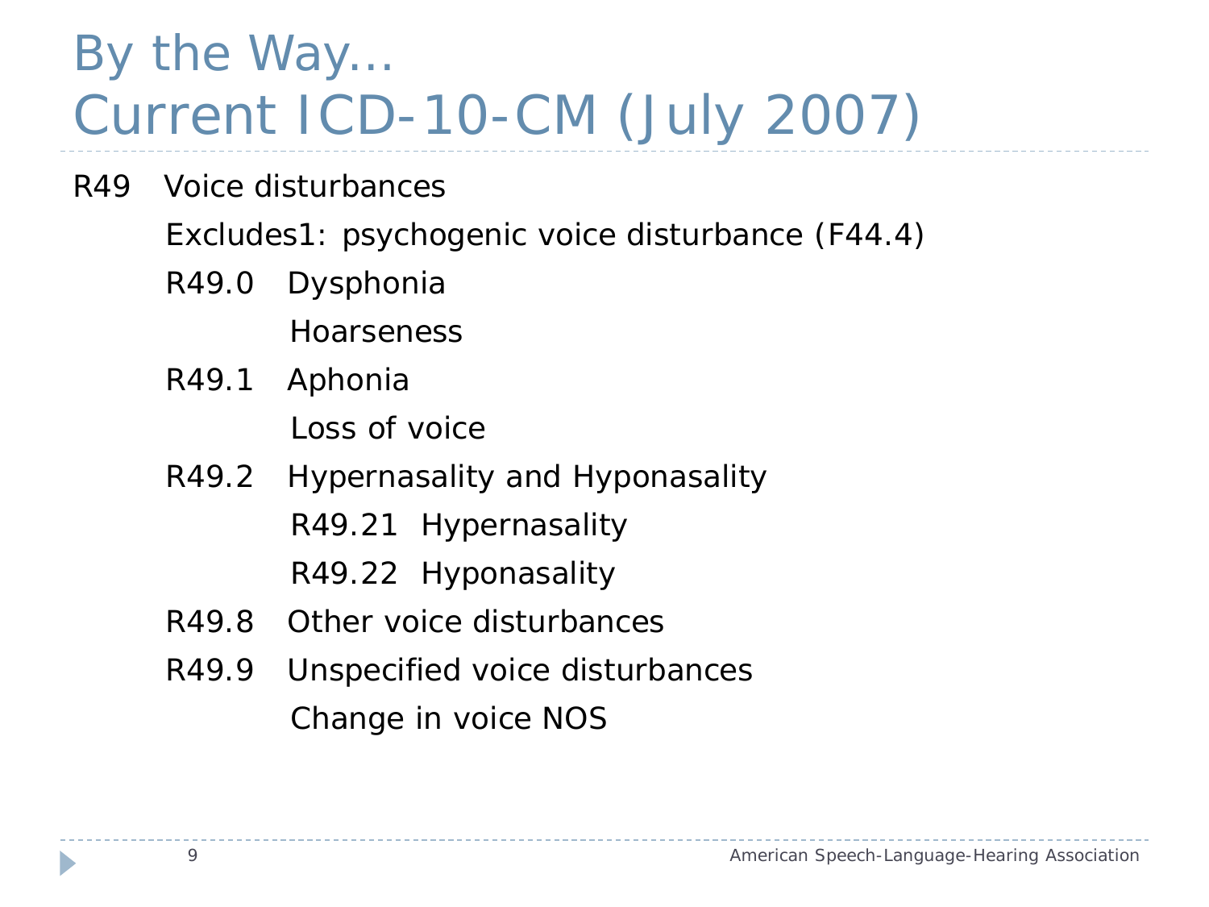# By the Way… Current ICD-10-CM (July 2007)

R49 Voice disturbances

- Excludes1: psychogenic voice disturbance (F44.4)
- R49.0 Dysphonia
  - Hoarseness
- R49.1 Aphonia
  - Loss of voice
- R49.2 Hypernasality and Hyponasality
  - R49.21 Hypernasality
  - R49.22 Hyponasality
- R49.8 Other voice disturbances
- R49.9 Unspecified voice disturbances
  - Change in voice NOS